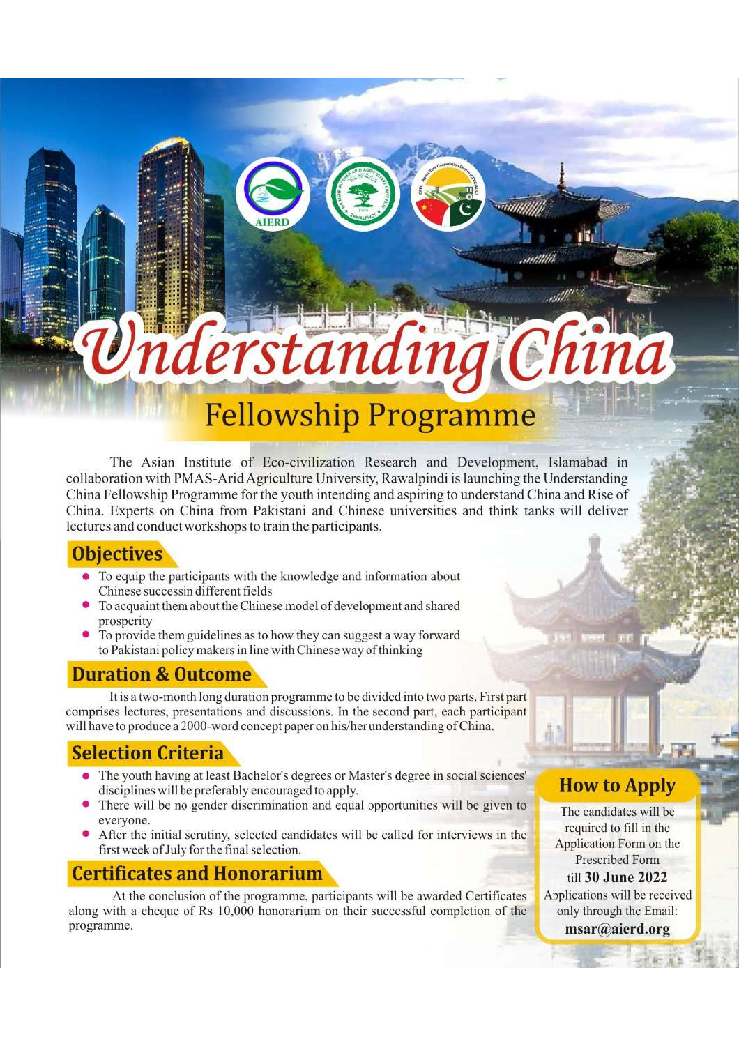# Understanding China

## Fellowship Programme

The Asian Institute of Eco-civilization Research and Development, Islamabad in collaboration with PMAS-Arid Agriculture University, Rawalpindi is launching the Understanding China Fellowship Programme for the youth intending and aspiring to understand China and Rise of China. Experts on China from Pakistani and Chinese universities and think tanks will deliver lectures and conduct workshops to train the participants.

## Objectives

- To equip the participants with the knowledge and information about Chinese successin different fields
- To acquaint them about the Chinese model of development and shared prosperity
- To provide them guidelines as to how they can suggest a way forward to Pakistani policy makers in line with Chinese way of thinking

## Duration & Outcome

It is a two-month long duration programme to be divided into two parts. First part comprises lectures, presentations and discussions. In the second part, each participant will have to produce a 2000-word concept paper on his/her understanding of China.

## Selection Criteria

- The youth having at least Bachelor's degrees or Master's degree in social sciences' disciplines will be preferably encouraged to apply.
- There will be no gender discrimination and equal opportunities will be given to everyone.
- After the initial scrutiny, selected candidates will be called for interviews in the first week of July for the final selection.

## Certificates and Honorarium

At the conclusion of the programme, participants will be awarded Certificates along with a cheque of Rs 10,000 honorarium on their successful completion of the programme.

## How to Apply

The candidates will be required to fill in the Application Form on the Prescribed Form till **30 June 2022**

Applications will be received only through the Email: **msar@aierd.org**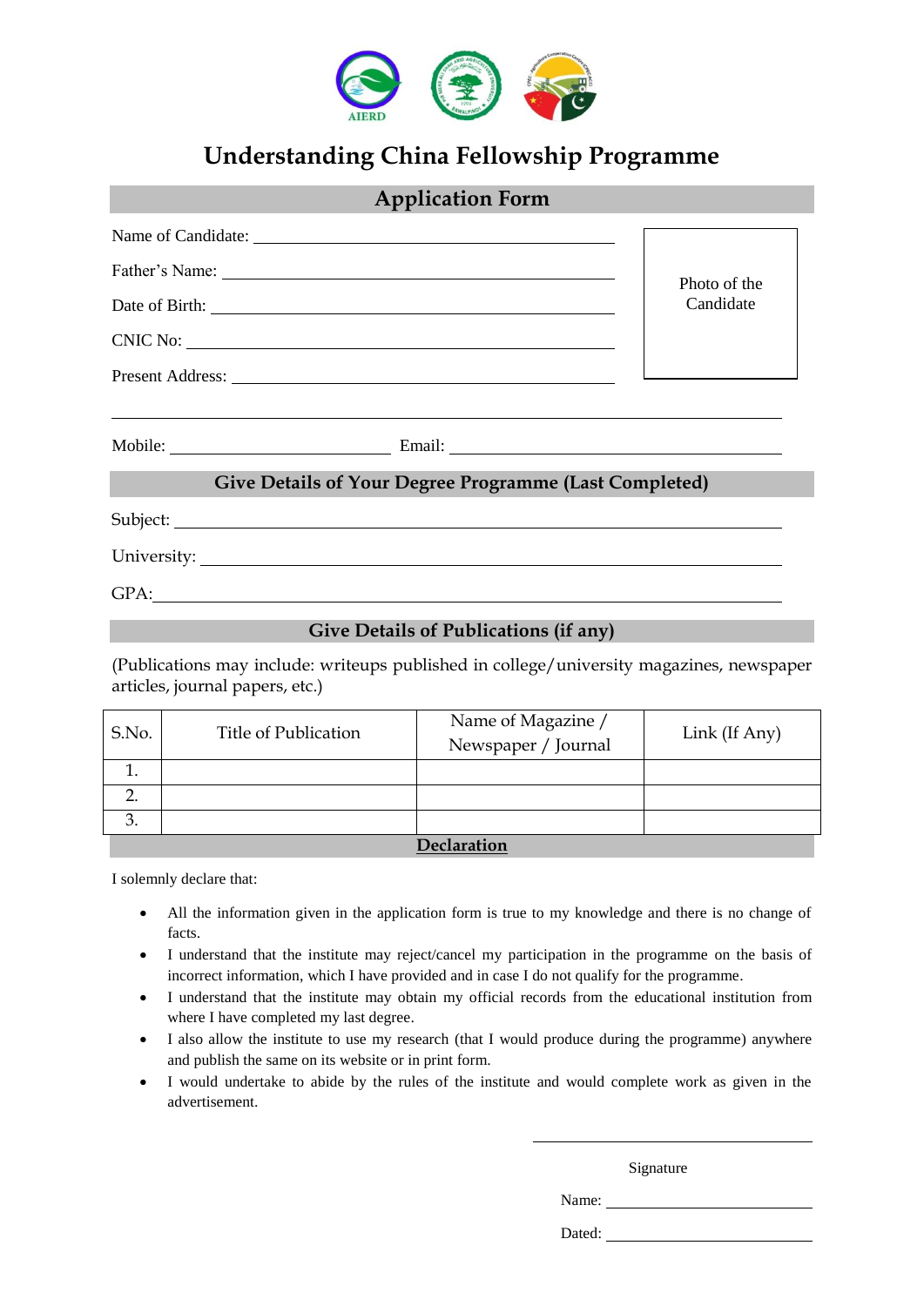# Understanding China Fellowship Programme

## Application Form

Name of Candidate: ______________________________

Father's Name: ______________________________

Date of Birth: ______________________________

CNIC No: ______________________________

Present Address: ______________________________

______________________________

Photo of the Candidate

Mobile: ____________________ Email: ____________________

## Give Details of Your Degree Programme (Last Completed)

Subject: ______________________________

University: ______________________________

GPA: ______________________________

## Give Details of Publications (if any)

(Publications may include: writeups published in college/university magazines, newspaper articles, journal papers, etc.)

| S.No. | Title of Publication | Name of Magazine / Newspaper / Journal | Link (If Any) |
|---|---|---|---|
| 1. | | | |
| 2. | | | |
| 3. | | | |

## Declaration

I solemnly declare that:

- All the information given in the application form is true to my knowledge and there is no change of facts.
- I understand that the institute may reject/cancel my participation in the programme on the basis of incorrect information, which I have provided and in case I do not qualify for the programme.
- I understand that the institute may obtain my official records from the educational institution from where I have completed my last degree.
- I also allow the institute to use my research (that I would produce during the programme) anywhere and publish the same on its website or in print form.
- I would undertake to abide by the rules of the institute and would complete work as given in the advertisement.

______________________________

Signature

Name: ____________________

Dated: ____________________